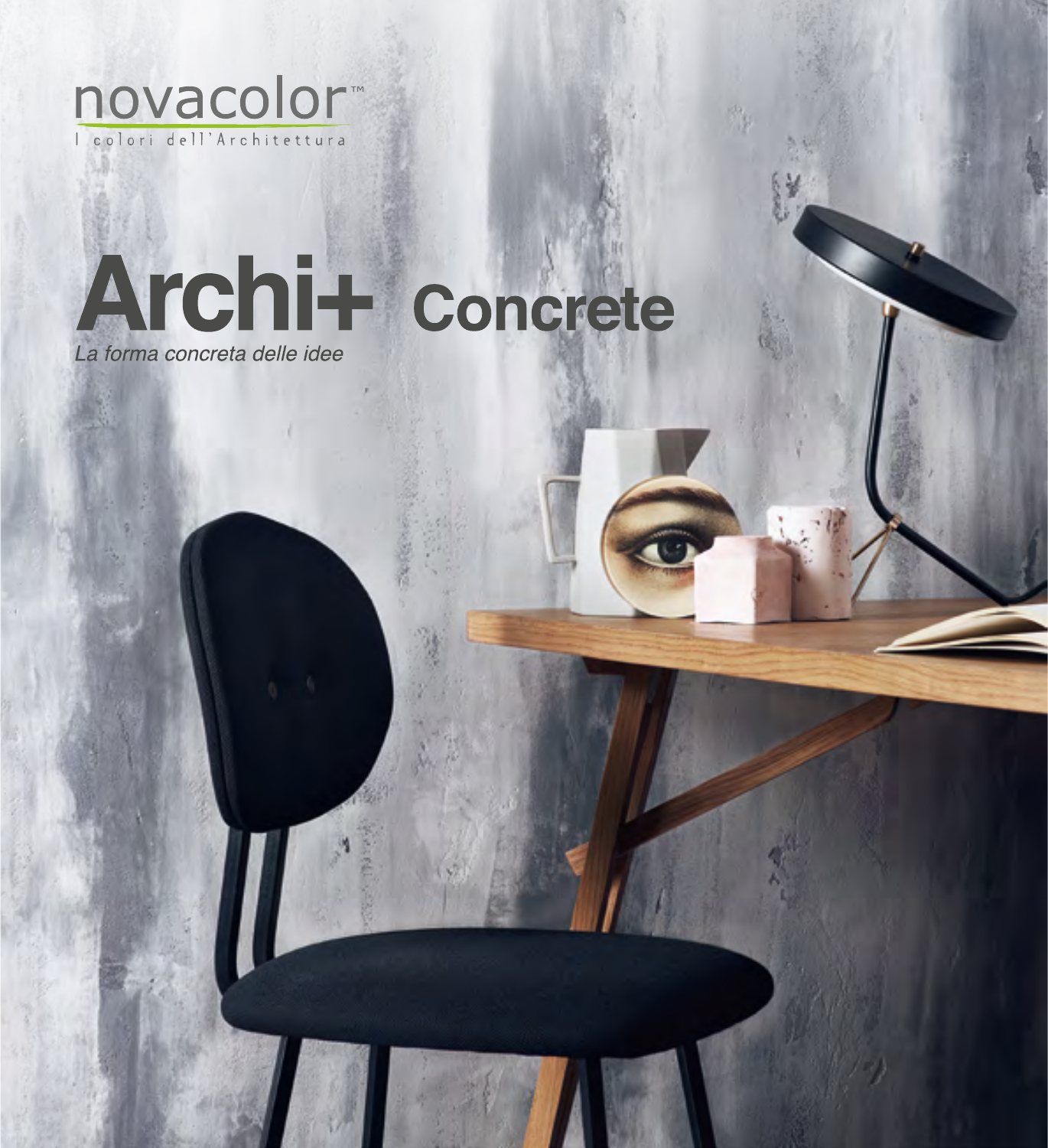novacolor™

I colori dell'Architettura

# Archi+ Concrete

*La forma concreta delle idee*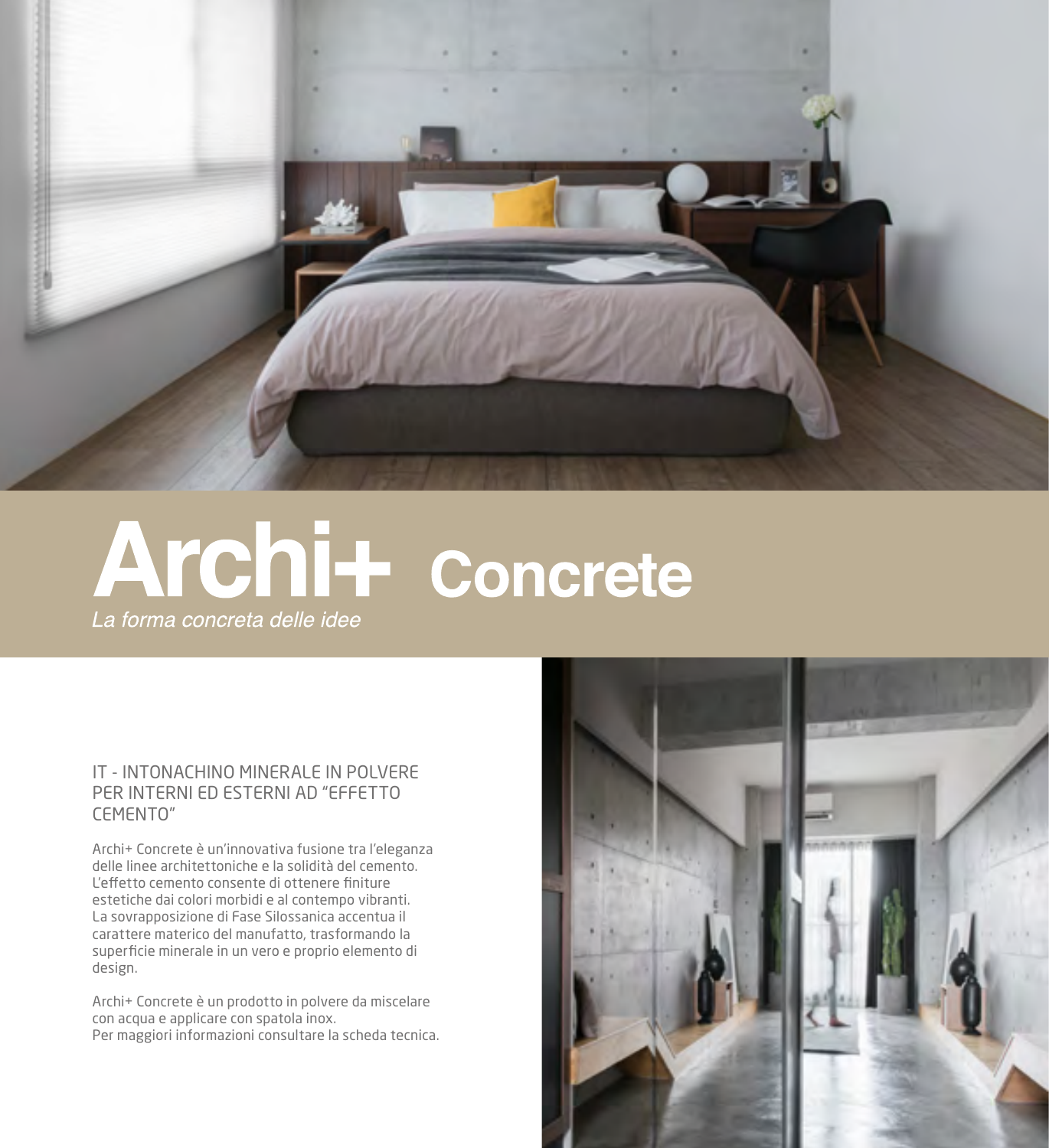# Archi+ Concrete

*La forma concreta delle idee*

## IT - INTONACHINO MINERALE IN POLVERE PER INTERNI ED ESTERNI AD "EFFETTO CEMENTO"

Archi+ Concrete è un'innovativa fusione tra l'eleganza delle linee architettoniche e la solidità del cemento. L'effetto cemento consente di ottenere finiture estetiche dai colori morbidi e al contempo vibranti. La sovrapposizione di Fase Silossanica accentua il carattere materico del manufatto, trasformando la superficie minerale in un vero e proprio elemento di design.

Archi+ Concrete è un prodotto in polvere da miscelare con acqua e applicare con spatola inox.
Per maggiori informazioni consultare la scheda tecnica.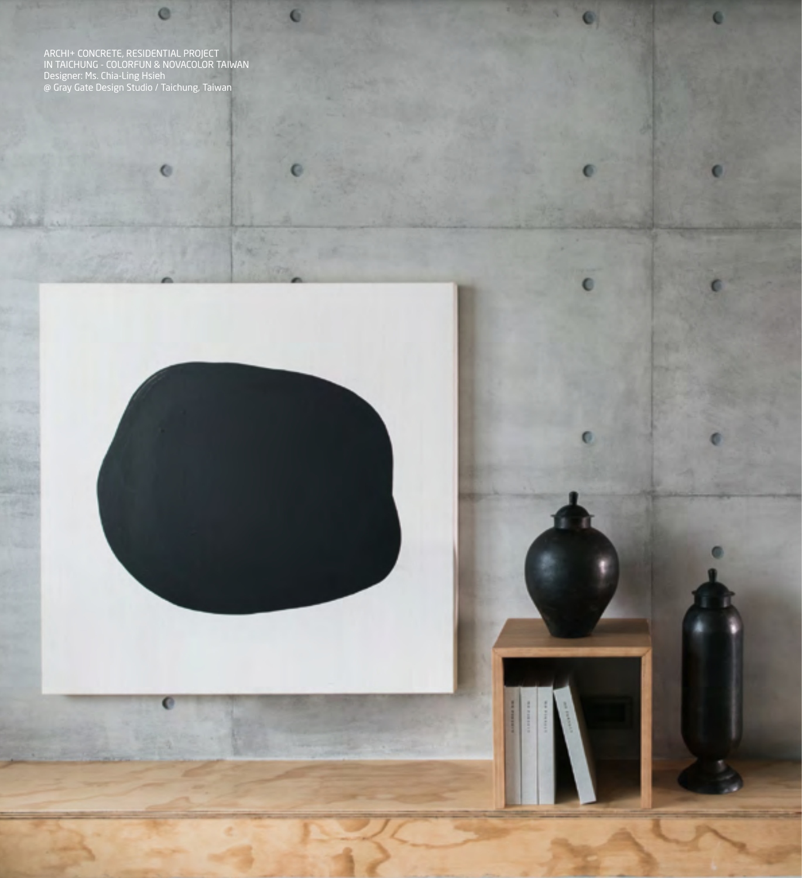ARCHI+ CONCRETE, RESIDENTIAL PROJECT
IN TAICHUNG - COLORFUN & NOVACOLOR TAIWAN
Designer: Ms. Chia-Ling Hsieh
@ Gray Gate Design Studio / Taichung, Taiwan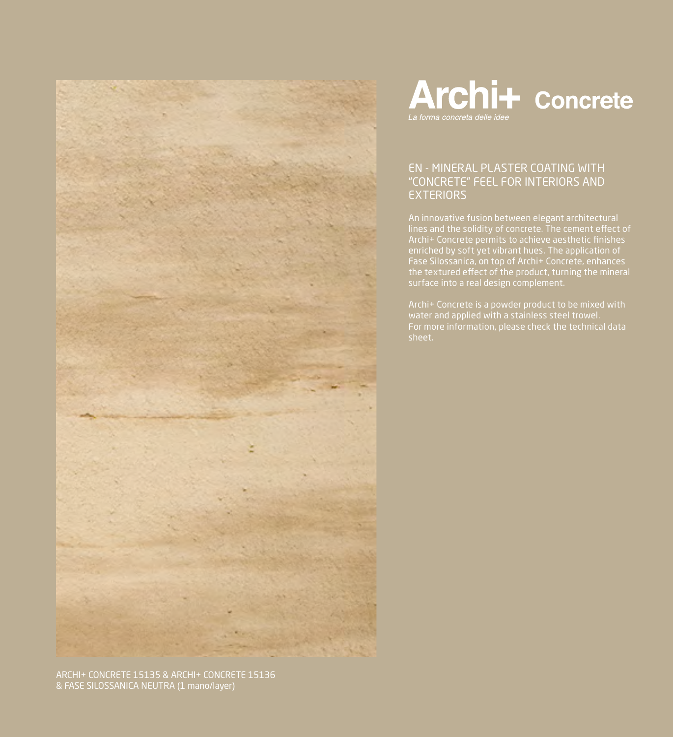# Archi+ Concrete

*La forma concreta delle idee*

## EN - MINERAL PLASTER COATING WITH "CONCRETE" FEEL FOR INTERIORS AND EXTERIORS

An innovative fusion between elegant architectural lines and the solidity of concrete. The cement effect of Archi+ Concrete permits to achieve aesthetic finishes enriched by soft yet vibrant hues. The application of Fase Silossanica, on top of Archi+ Concrete, enhances the textured effect of the product, turning the mineral surface into a real design complement.

Archi+ Concrete is a powder product to be mixed with water and applied with a stainless steel trowel.
For more information, please check the technical data sheet.

ARCHI+ CONCRETE 15135 & ARCHI+ CONCRETE 15136 & FASE SILOSSANICA NEUTRA (1 mano/layer)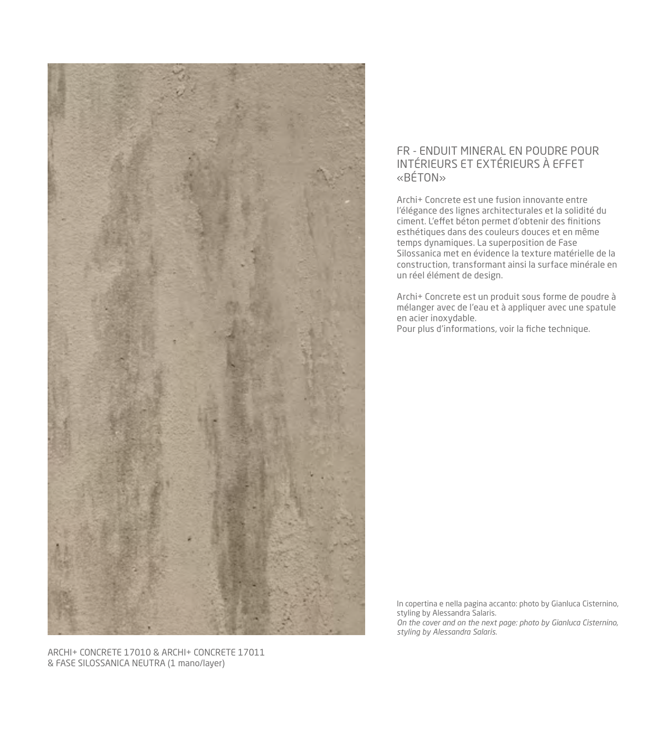## FR - ENDUIT MINERAL EN POUDRE POUR INTÉRIEURS ET EXTÉRIEURS À EFFET «BÉTON»

Archi+ Concrete est une fusion innovante entre l'élégance des lignes architecturales et la solidité du ciment. L'effet béton permet d'obtenir des finitions esthétiques dans des couleurs douces et en même temps dynamiques. La superposition de Fase Silossanica met en évidence la texture matérielle de la construction, transformant ainsi la surface minérale en un réel élément de design.

Archi+ Concrete est un produit sous forme de poudre à mélanger avec de l'eau et à appliquer avec une spatule en acier inoxydable.
Pour plus d'informations, voir la fiche technique.

In copertina e nella pagina accanto: photo by Gianluca Cisternino, styling by Alessandra Salaris.
*On the cover and on the next page: photo by Gianluca Cisternino, styling by Alessandra Salaris.*

ARCHI+ CONCRETE 17010 & ARCHI+ CONCRETE 17011 & FASE SILOSSANICA NEUTRA (1 mano/layer)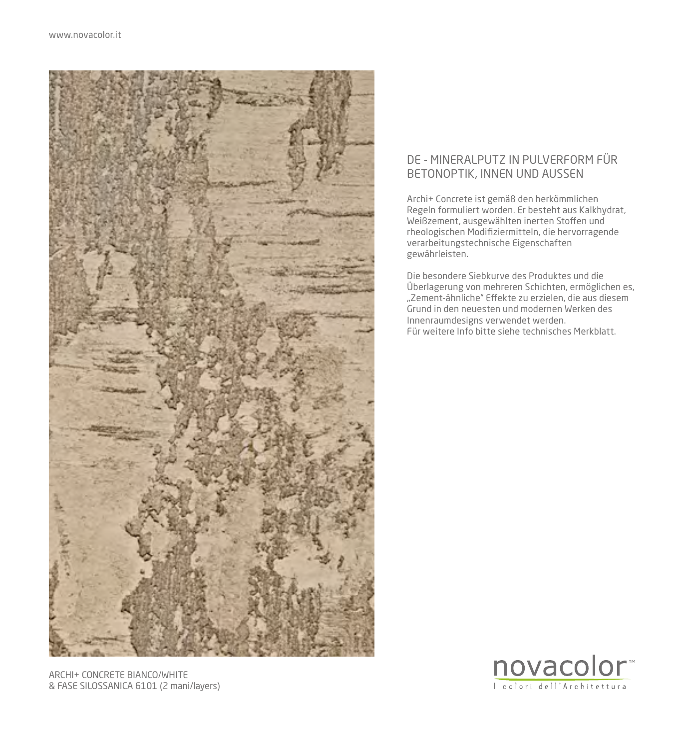ARCHI+ CONCRETE BIANCO/WHITE
& FASE SILOSSANICA 6101 (2 mani/layers)

## DE - MINERALPUTZ IN PULVERFORM FÜR BETONOPTIK, INNEN UND AUSSEN

Archi+ Concrete ist gemäß den herkömmlichen Regeln formuliert worden. Er besteht aus Kalkhydrat, Weißzement, ausgewählten inerten Stoffen und rheologischen Modifiziermitteln, die hervorragende verarbeitungstechnische Eigenschaften gewährleisten.

Die besondere Siebkurve des Produktes und die Überlagerung von mehreren Schichten, ermöglichen es, „Zement-ähnliche" Effekte zu erzielen, die aus diesem Grund in den neuesten und modernen Werken des Innenraumdesigns verwendet werden.
Für weitere Info bitte siehe technisches Merkblatt.

novacolor™
I colori dell'Architettura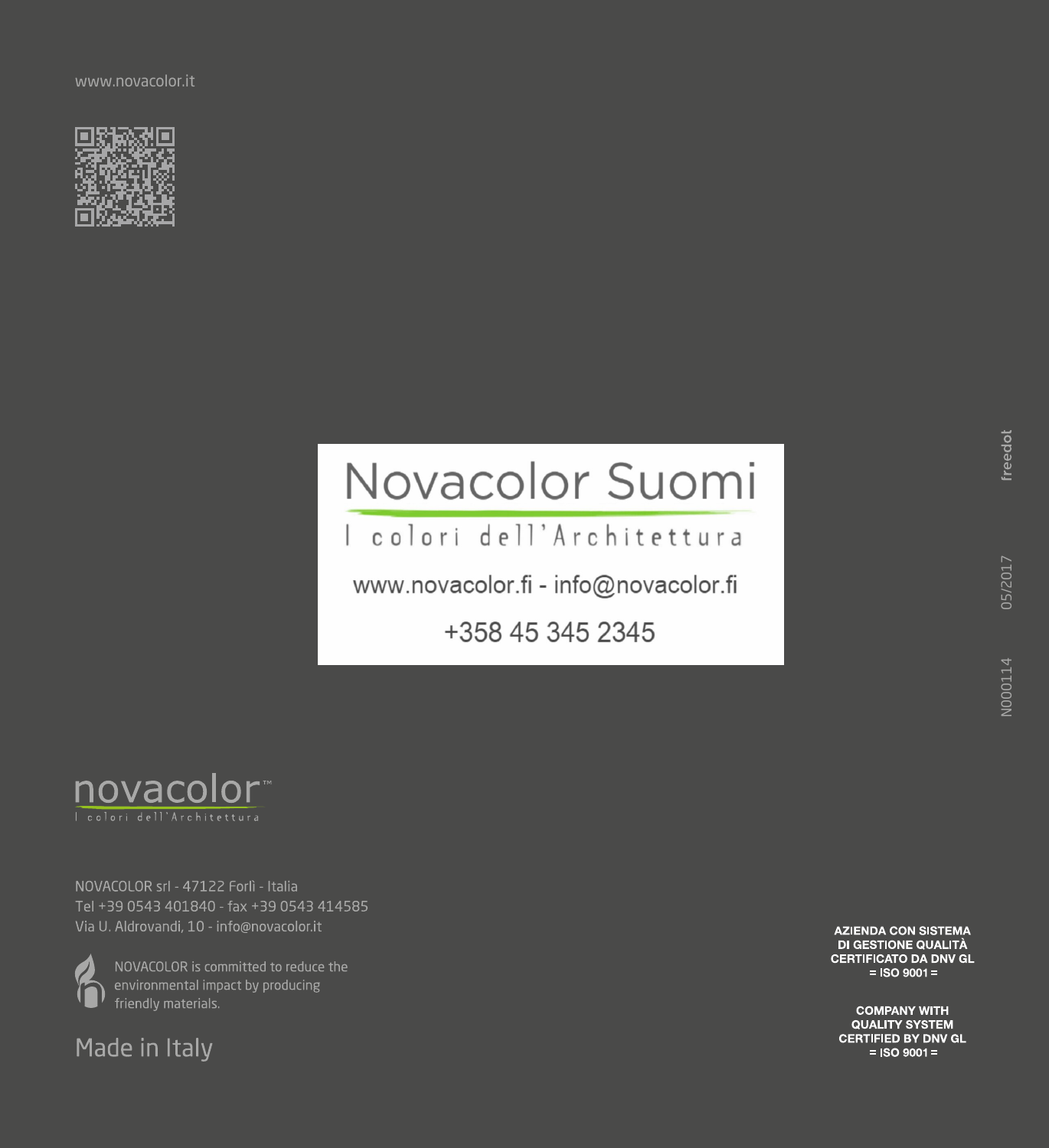www.novacolor.it

Novacolor Suomi

I colori dell'Architettura

www.novacolor.fi - info@novacolor.fi

+358 45 345 2345

freedot

05/2017

N000114

novacolor™

I colori dell'Architettura

NOVACOLOR srl - 47122 Forlì - Italia
Tel +39 0543 401840 - fax +39 0543 414585
Via U. Aldrovandi, 10 - info@novacolor.it

NOVACOLOR is committed to reduce the environmental impact by producing friendly materials.

Made in Italy

**AZIENDA CON SISTEMA DI GESTIONE QUALITÀ CERTIFICATO DA DNV GL = ISO 9001 =**

**COMPANY WITH QUALITY SYSTEM CERTIFIED BY DNV GL = ISO 9001 =**